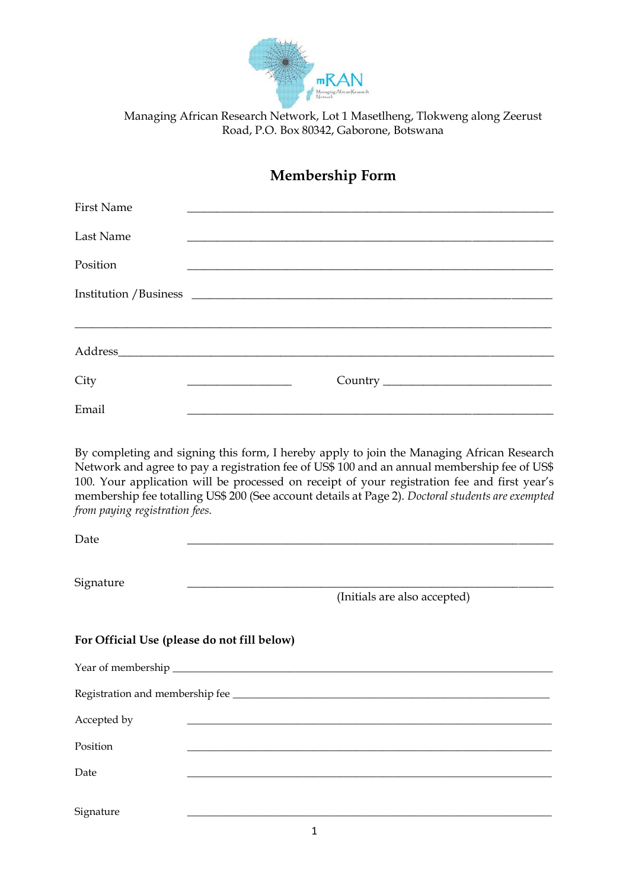mRAN

Managing African Research Network

Managing African Research Network, Lot 1 Masetlheng, Tlokweng along Zeerust Road, P.O. Box 80342, Gaborone, Botswana

# Membership Form

First Name ______________________________________________

Last Name ______________________________________________

Position ______________________________________________

Institution / Business ______________________________________________

______________________________________________

Address______________________________________________

City ________________ Country ______________________

Email ______________________________________________

By completing and signing this form, I hereby apply to join the Managing African Research Network and agree to pay a registration fee of US$ 100 and an annual membership fee of US$ 100. Your application will be processed on receipt of your registration fee and first year's membership fee totalling US$ 200 (See account details at Page 2). *Doctoral students are exempted from paying registration fees.*

Date ______________________________________________

Signature ______________________________________________

(Initials are also accepted)

**For Official Use (please do not fill below)**

Year of membership ______________________________________________

Registration and membership fee ______________________________________________

Accepted by ______________________________________________

Position ______________________________________________

Date ______________________________________________

Signature ______________________________________________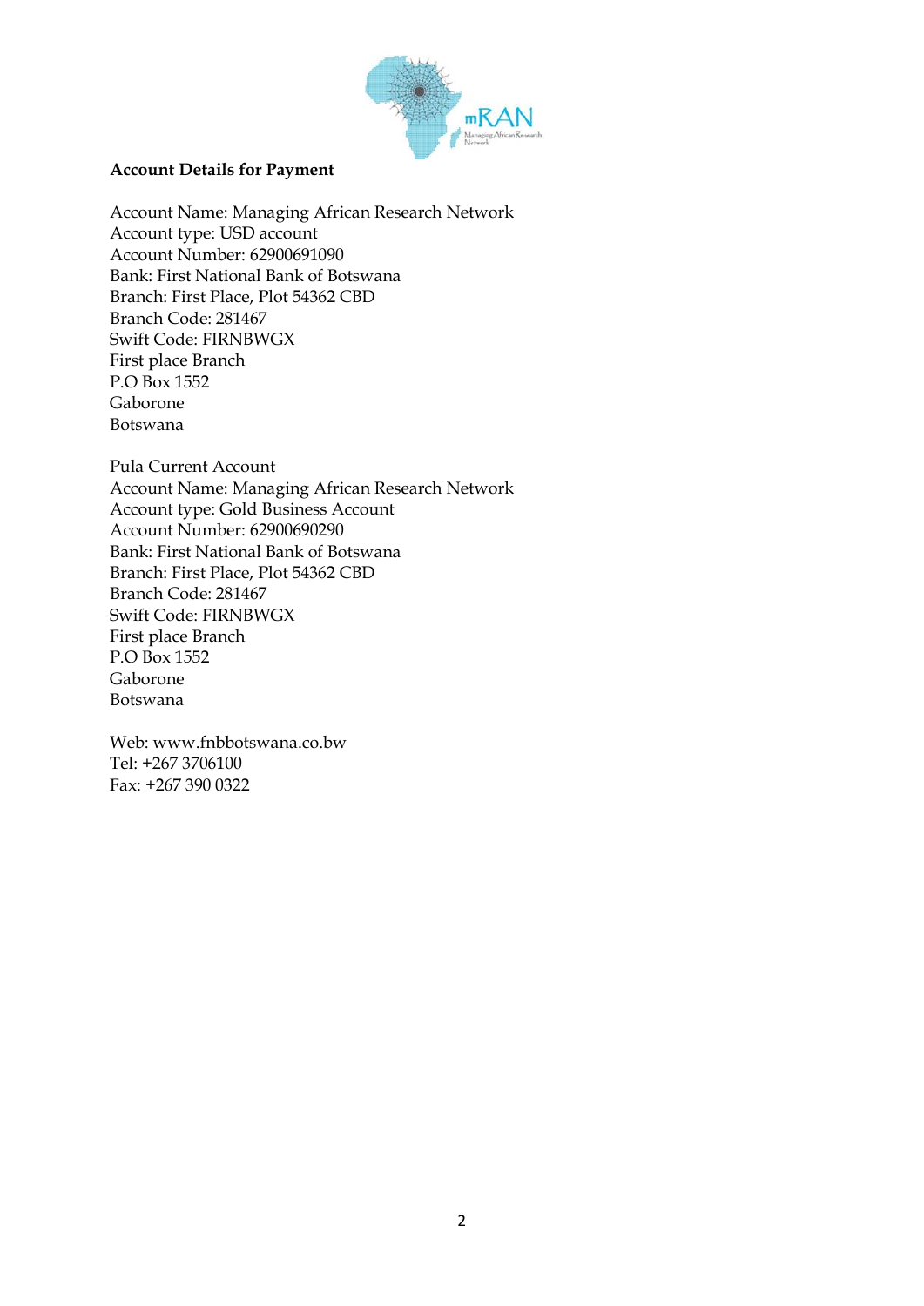**Account Details for Payment**

Account Name: Managing African Research Network
Account type: USD account
Account Number: 62900691090
Bank: First National Bank of Botswana
Branch: First Place, Plot 54362 CBD
Branch Code: 281467
Swift Code: FIRNBWGX
First place Branch
P.O Box 1552
Gaborone
Botswana

Pula Current Account
Account Name: Managing African Research Network
Account type: Gold Business Account
Account Number: 62900690290
Bank: First National Bank of Botswana
Branch: First Place, Plot 54362 CBD
Branch Code: 281467
Swift Code: FIRNBWGX
First place Branch
P.O Box 1552
Gaborone
Botswana

Web: www.fnbbotswana.co.bw
Tel: +267 3706100
Fax: +267 390 0322